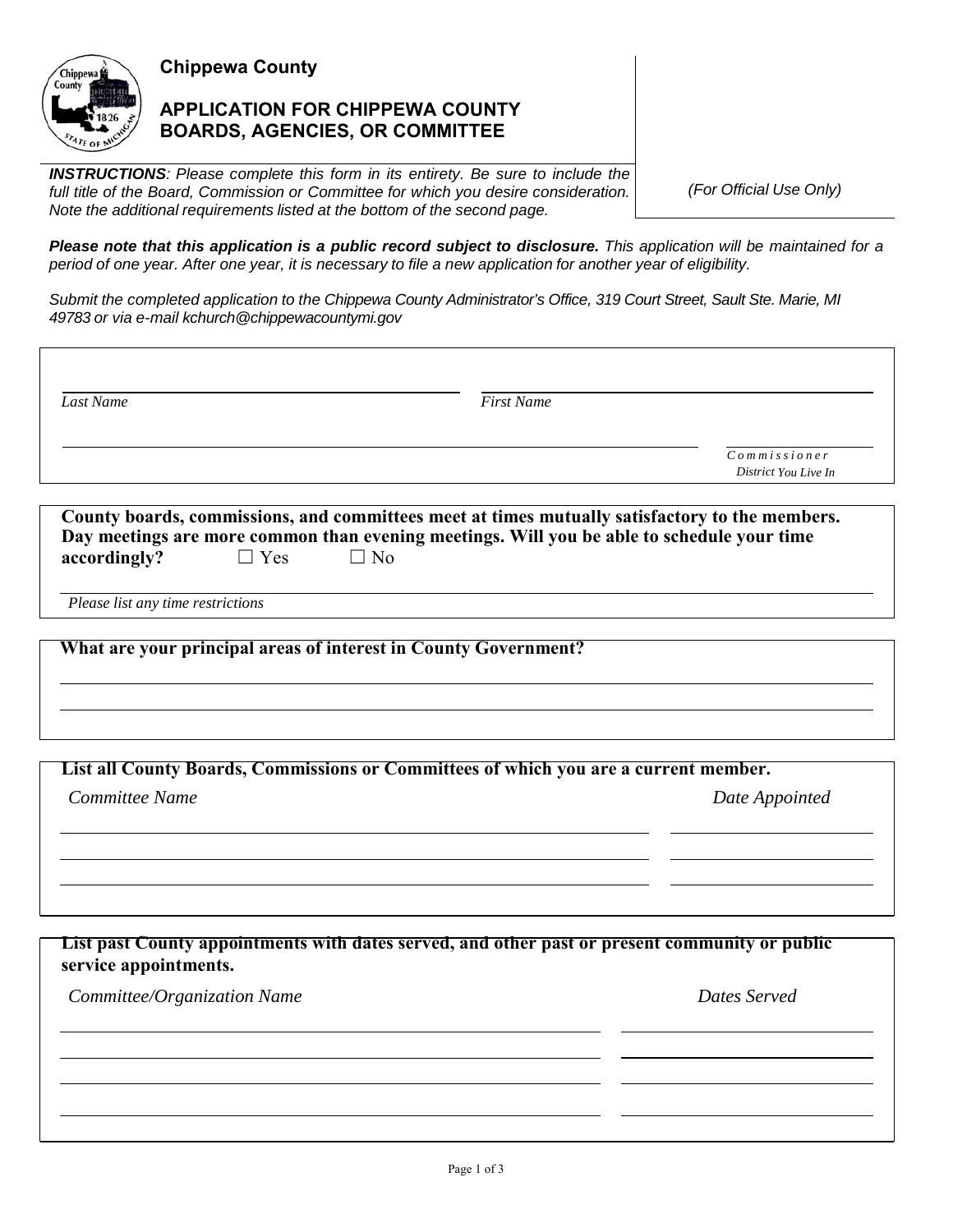**Chippewa County**

## APPLICATION FOR CHIPPEWA COUNTY BOARDS, AGENCIES, OR COMMITTEE

*(For Official Use Only)*

***INSTRUCTIONS**: Please complete this form in its entirety. Be sure to include the full title of the Board, Commission or Committee for which you desire consideration. Note the additional requirements listed at the bottom of the second page.*

***Please note that this application is a public record subject to disclosure.** This application will be maintained for a period of one year. After one year, it is necessary to file a new application for another year of eligibility.*

*Submit the completed application to the Chippewa County Administrator's Office, 319 Court Street, Sault Ste. Marie, MI 49783 or via e-mail kchurch@chippewacountymi.gov*

______________________________ ______________________________
*Last Name* *First Name*

______________________________________________ ____________
*Commissioner District You Live In*

**County boards, commissions, and committees meet at times mutually satisfactory to the members. Day meetings are more common than evening meetings. Will you be able to schedule your time accordingly?** ☐ Yes ☐ No

______________________________________________
*Please list any time restrictions*

**What are your principal areas of interest in County Government?**

______________________________________________

______________________________________________

**List all County Boards, Commissions or Committees of which you are a current member.**

| *Committee Name* | *Date Appointed* |
|---|---|
| | |
| | |
| | |

**List past County appointments with dates served, and other past or present community or public service appointments.**

| *Committee/Organization Name* | *Dates Served* |
|---|---|
| | |
| | |
| | |
| | |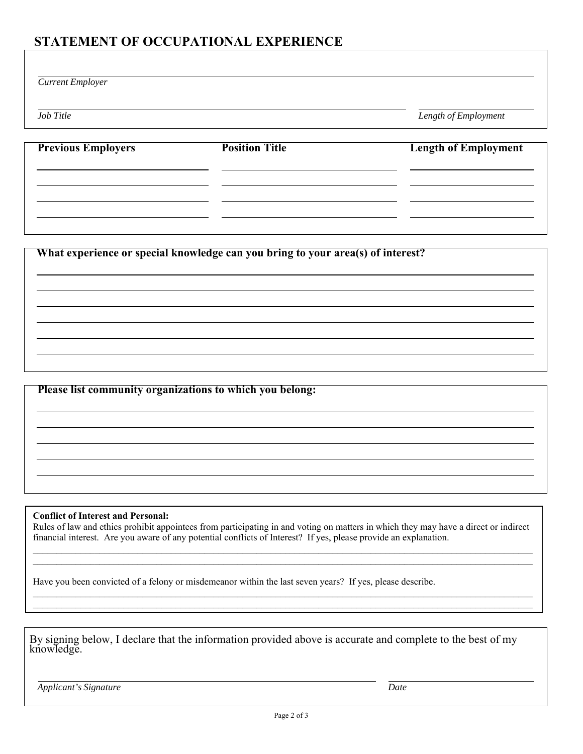## STATEMENT OF OCCUPATIONAL EXPERIENCE

_______________________________________________
*Current Employer*

_______________________________________________ _______________
*Job Title* *Length of Employment*

| Previous Employers | Position Title | Length of Employment |
| --- | --- | --- |
| | | |
| | | |
| | | |
| | | |

**What experience or special knowledge can you bring to your area(s) of interest?**

_______________________________________________
_______________________________________________
_______________________________________________
_______________________________________________
_______________________________________________
_______________________________________________

**Please list community organizations to which you belong:**

_______________________________________________
_______________________________________________
_______________________________________________
_______________________________________________
_______________________________________________

**Conflict of Interest and Personal:**

Rules of law and ethics prohibit appointees from participating in and voting on matters in which they may have a direct or indirect financial interest. Are you aware of any potential conflicts of Interest? If yes, please provide an explanation.

_______________________________________________
_______________________________________________

Have you been convicted of a felony or misdemeanor within the last seven years? If yes, please describe.

_______________________________________________
_______________________________________________

By signing below, I declare that the information provided above is accurate and complete to the best of my knowledge.

_______________________________________________ _______________
*Applicant's Signature* *Date*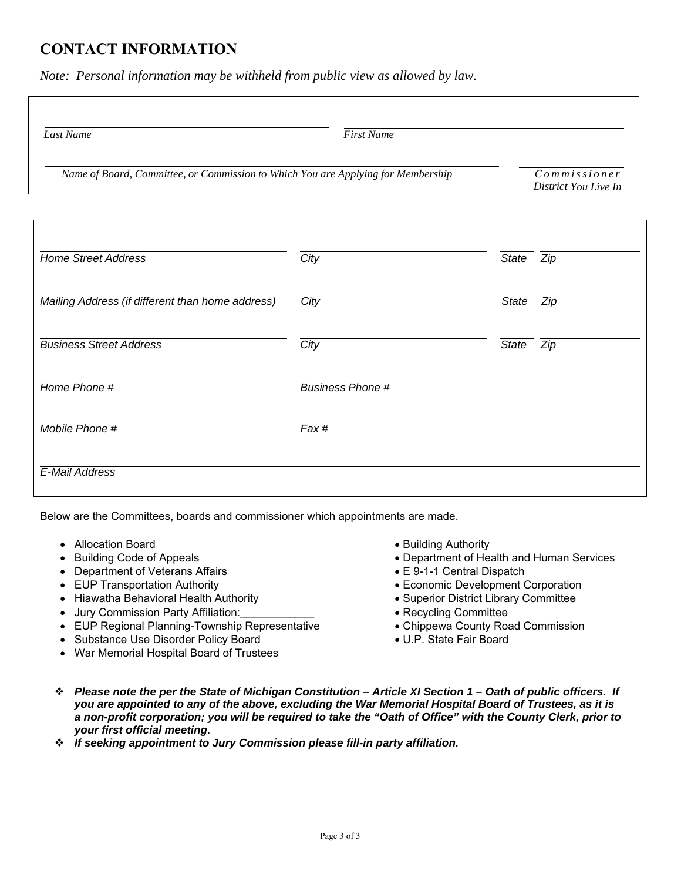## CONTACT INFORMATION

*Note: Personal information may be withheld from public view as allowed by law.*

| | |
|---|---|
| *Last Name* | *First Name* |
| *Name of Board, Committee, or Commission to Which You are Applying for Membership* | *Commissioner District You Live In* |

| | | | |
|---|---|---|---|
| *Home Street Address* | *City* | *State* | *Zip* |
| *Mailing Address (if different than home address)* | *City* | *State* | *Zip* |
| *Business Street Address* | *City* | *State* | *Zip* |
| *Home Phone #* | *Business Phone #* | | |
| *Mobile Phone #* | *Fax #* | | |
| *E-Mail Address* | | | |

Below are the Committees, boards and commissioner which appointments are made.

- Allocation Board
- Building Code of Appeals
- Department of Veterans Affairs
- EUP Transportation Authority
- Hiawatha Behavioral Health Authority
- Jury Commission Party Affiliation:____________
- EUP Regional Planning-Township Representative
- Substance Use Disorder Policy Board
- War Memorial Hospital Board of Trustees
- Building Authority
- Department of Health and Human Services
- E 9-1-1 Central Dispatch
- Economic Development Corporation
- Superior District Library Committee
- Recycling Committee
- Chippewa County Road Commission
- U.P. State Fair Board

- ***Please note the per the State of Michigan Constitution – Article XI Section 1 – Oath of public officers. If you are appointed to any of the above, excluding the War Memorial Hospital Board of Trustees, as it is a non-profit corporation; you will be required to take the "Oath of Office" with the County Clerk, prior to your first official meeting***.
- ***If seeking appointment to Jury Commission please fill-in party affiliation.***